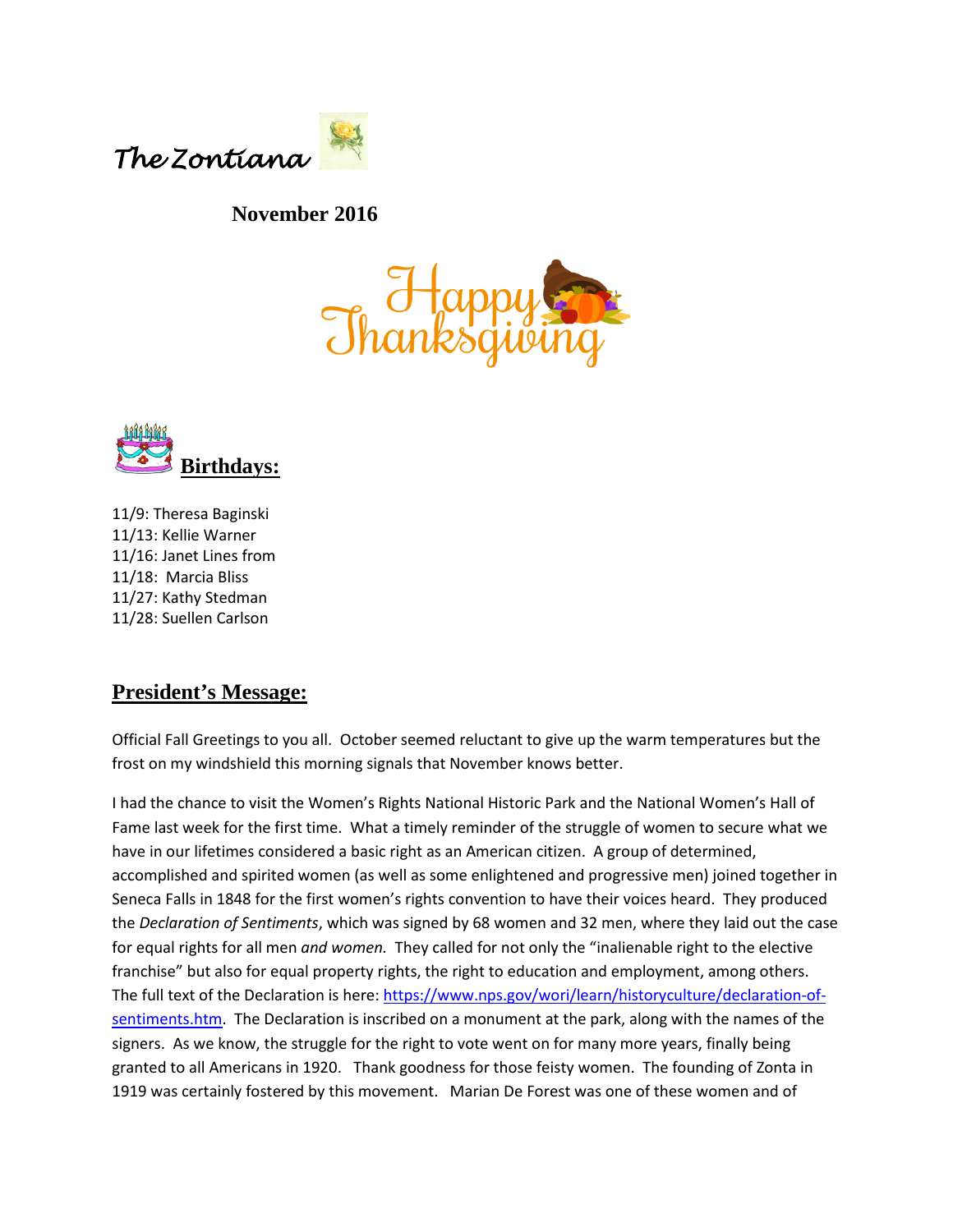# *The Zontiana*

**November 2016**

Happy Thanksgiving

## **Birthdays:**

11/9: Theresa Baginski
11/13: Kellie Warner
11/16: Janet Lines from
11/18: Marcia Bliss
11/27: Kathy Stedman
11/28: Suellen Carlson

## **President's Message:**

Official Fall Greetings to you all. October seemed reluctant to give up the warm temperatures but the frost on my windshield this morning signals that November knows better.

I had the chance to visit the Women's Rights National Historic Park and the National Women's Hall of Fame last week for the first time. What a timely reminder of the struggle of women to secure what we have in our lifetimes considered a basic right as an American citizen. A group of determined, accomplished and spirited women (as well as some enlightened and progressive men) joined together in Seneca Falls in 1848 for the first women's rights convention to have their voices heard. They produced the *Declaration of Sentiments*, which was signed by 68 women and 32 men, where they laid out the case for equal rights for all men *and women.* They called for not only the "inalienable right to the elective franchise" but also for equal property rights, the right to education and employment, among others. The full text of the Declaration is here: https://www.nps.gov/wori/learn/historyculture/declaration-of-sentiments.htm. The Declaration is inscribed on a monument at the park, along with the names of the signers. As we know, the struggle for the right to vote went on for many more years, finally being granted to all Americans in 1920. Thank goodness for those feisty women. The founding of Zonta in 1919 was certainly fostered by this movement. Marian De Forest was one of these women and of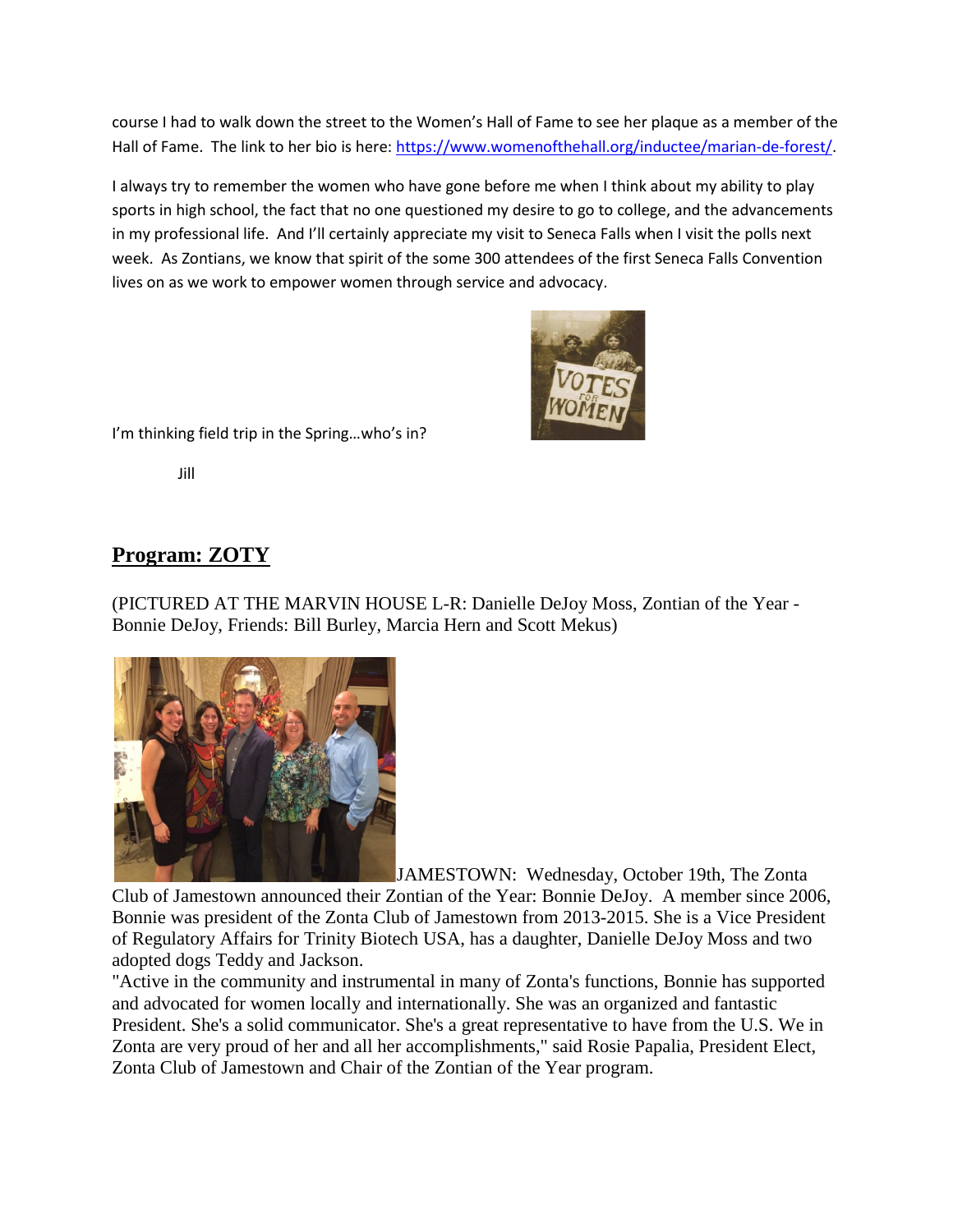course I had to walk down the street to the Women's Hall of Fame to see her plaque as a member of the Hall of Fame. The link to her bio is here: https://www.womenofthehall.org/inductee/marian-de-forest/.

I always try to remember the women who have gone before me when I think about my ability to play sports in high school, the fact that no one questioned my desire to go to college, and the advancements in my professional life. And I'll certainly appreciate my visit to Seneca Falls when I visit the polls next week. As Zontians, we know that spirit of the some 300 attendees of the first Seneca Falls Convention lives on as we work to empower women through service and advocacy.

I'm thinking field trip in the Spring…who's in?

Jill

## Program: ZOTY

(PICTURED AT THE MARVIN HOUSE L-R: Danielle DeJoy Moss, Zontian of the Year - Bonnie DeJoy, Friends: Bill Burley, Marcia Hern and Scott Mekus)

JAMESTOWN: Wednesday, October 19th, The Zonta Club of Jamestown announced their Zontian of the Year: Bonnie DeJoy. A member since 2006, Bonnie was president of the Zonta Club of Jamestown from 2013-2015. She is a Vice President of Regulatory Affairs for Trinity Biotech USA, has a daughter, Danielle DeJoy Moss and two adopted dogs Teddy and Jackson.

"Active in the community and instrumental in many of Zonta's functions, Bonnie has supported and advocated for women locally and internationally. She was an organized and fantastic President. She's a solid communicator. She's a great representative to have from the U.S. We in Zonta are very proud of her and all her accomplishments," said Rosie Papalia, President Elect, Zonta Club of Jamestown and Chair of the Zontian of the Year program.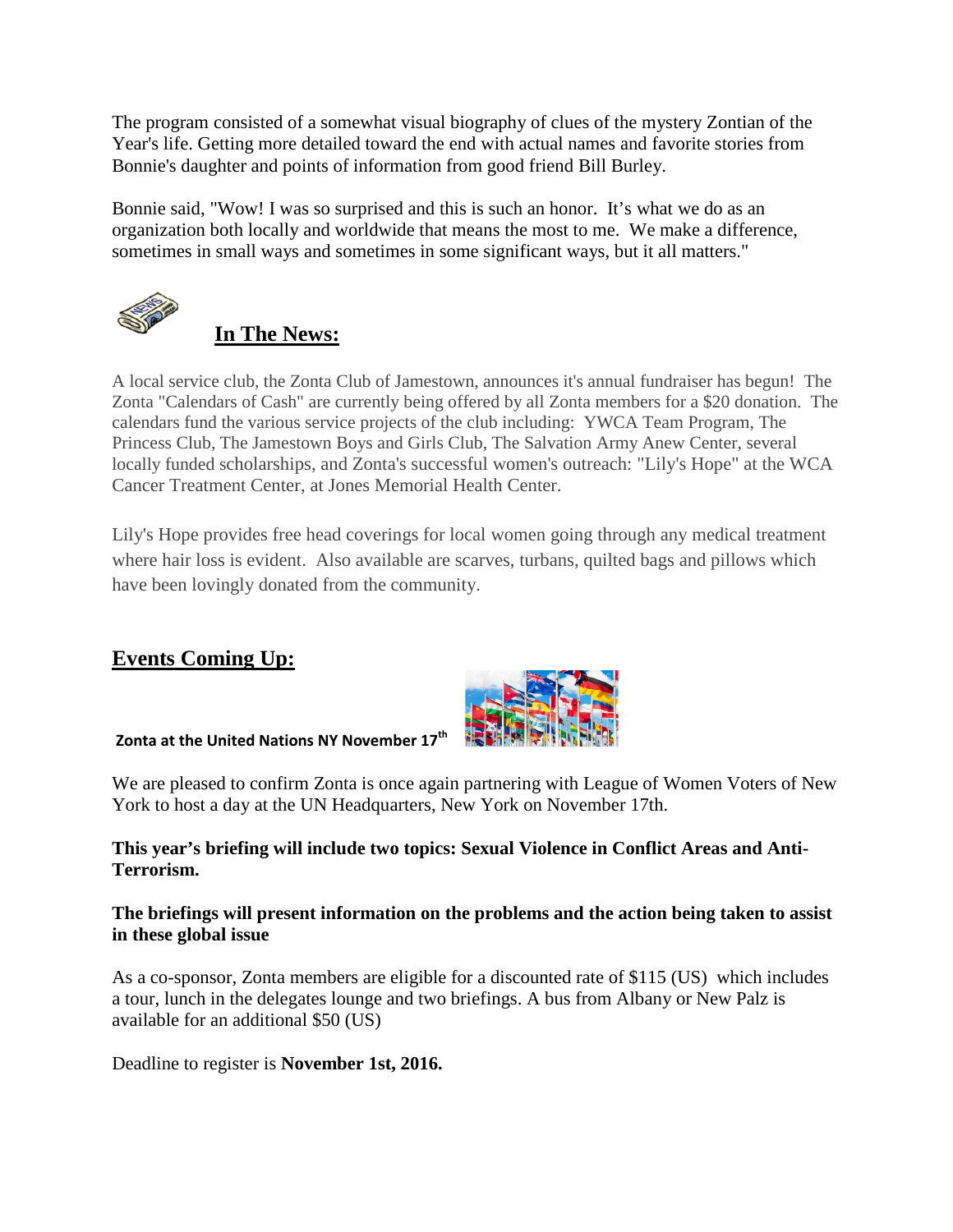The program consisted of a somewhat visual biography of clues of the mystery Zontian of the Year's life. Getting more detailed toward the end with actual names and favorite stories from Bonnie's daughter and points of information from good friend Bill Burley.

Bonnie said, "Wow! I was so surprised and this is such an honor. It's what we do as an organization both locally and worldwide that means the most to me. We make a difference, sometimes in small ways and sometimes in some significant ways, but it all matters."

## In The News:

A local service club, the Zonta Club of Jamestown, announces it's annual fundraiser has begun! The Zonta "Calendars of Cash" are currently being offered by all Zonta members for a $20 donation. The calendars fund the various service projects of the club including: YWCA Team Program, The Princess Club, The Jamestown Boys and Girls Club, The Salvation Army Anew Center, several locally funded scholarships, and Zonta's successful women's outreach: "Lily's Hope" at the WCA Cancer Treatment Center, at Jones Memorial Health Center.

Lily's Hope provides free head coverings for local women going through any medical treatment where hair loss is evident. Also available are scarves, turbans, quilted bags and pillows which have been lovingly donated from the community.

## Events Coming Up:

**Zonta at the United Nations NY November 17th**

We are pleased to confirm Zonta is once again partnering with League of Women Voters of New York to host a day at the UN Headquarters, New York on November 17th.

**This year's briefing will include two topics: Sexual Violence in Conflict Areas and Anti-Terrorism.**

**The briefings will present information on the problems and the action being taken to assist in these global issue**

As a co-sponsor, Zonta members are eligible for a discounted rate of $115 (US) which includes a tour, lunch in the delegates lounge and two briefings. A bus from Albany or New Palz is available for an additional $50 (US)

Deadline to register is **November 1st, 2016.**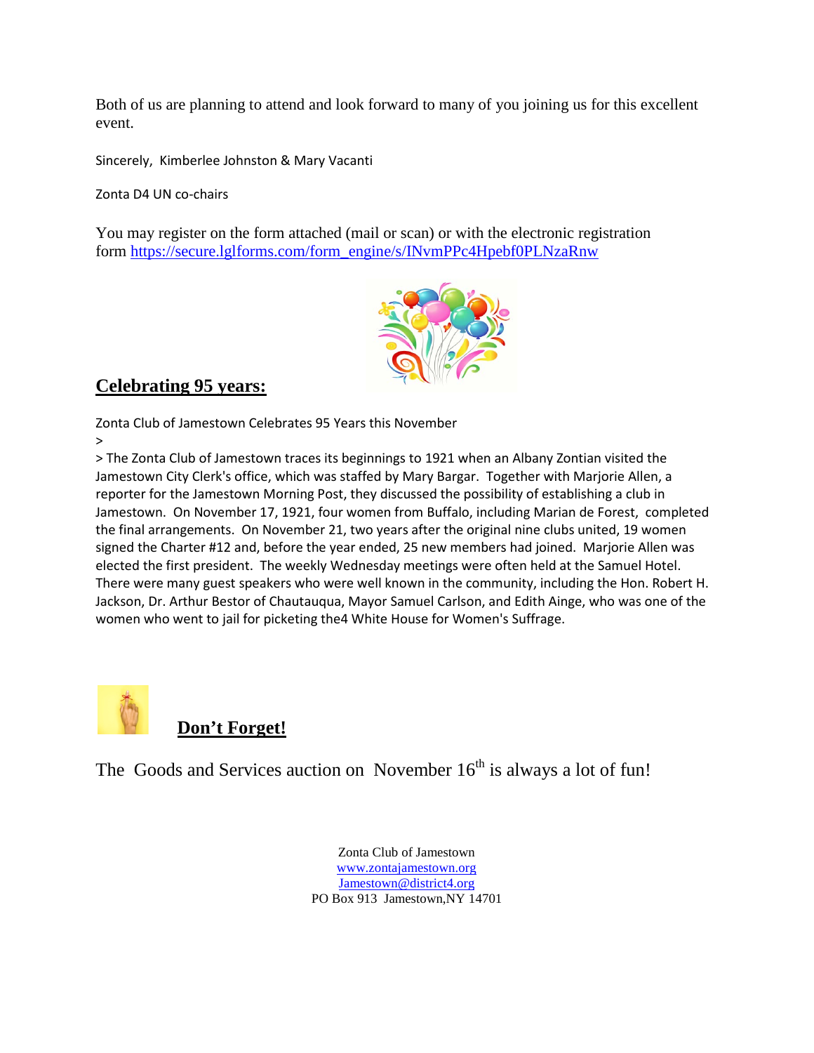Both of us are planning to attend and look forward to many of you joining us for this excellent event.

Sincerely,  Kimberlee Johnston & Mary Vacanti

Zonta D4 UN co-chairs

You may register on the form attached (mail or scan) or with the electronic registration form https://secure.lglforms.com/form_engine/s/INvmPPc4Hpebf0PLNzaRnw

## **Celebrating 95 years:**

Zonta Club of Jamestown Celebrates 95 Years this November

>

> The Zonta Club of Jamestown traces its beginnings to 1921 when an Albany Zontian visited the Jamestown City Clerk's office, which was staffed by Mary Bargar.  Together with Marjorie Allen, a reporter for the Jamestown Morning Post, they discussed the possibility of establishing a club in Jamestown.  On November 17, 1921, four women from Buffalo, including Marian de Forest,  completed the final arrangements.  On November 21, two years after the original nine clubs united, 19 women signed the Charter #12 and, before the year ended, 25 new members had joined.  Marjorie Allen was elected the first president.  The weekly Wednesday meetings were often held at the Samuel Hotel.  There were many guest speakers who were well known in the community, including the Hon. Robert H. Jackson, Dr. Arthur Bestor of Chautauqua, Mayor Samuel Carlson, and Edith Ainge, who was one of the women who went to jail for picketing the4 White House for Women's Suffrage.

## **Don't Forget!**

The  Goods and Services auction on  November 16th is always a lot of fun!

Zonta Club of Jamestown
www.zontajamestown.org
Jamestown@district4.org
PO Box 913  Jamestown,NY 14701